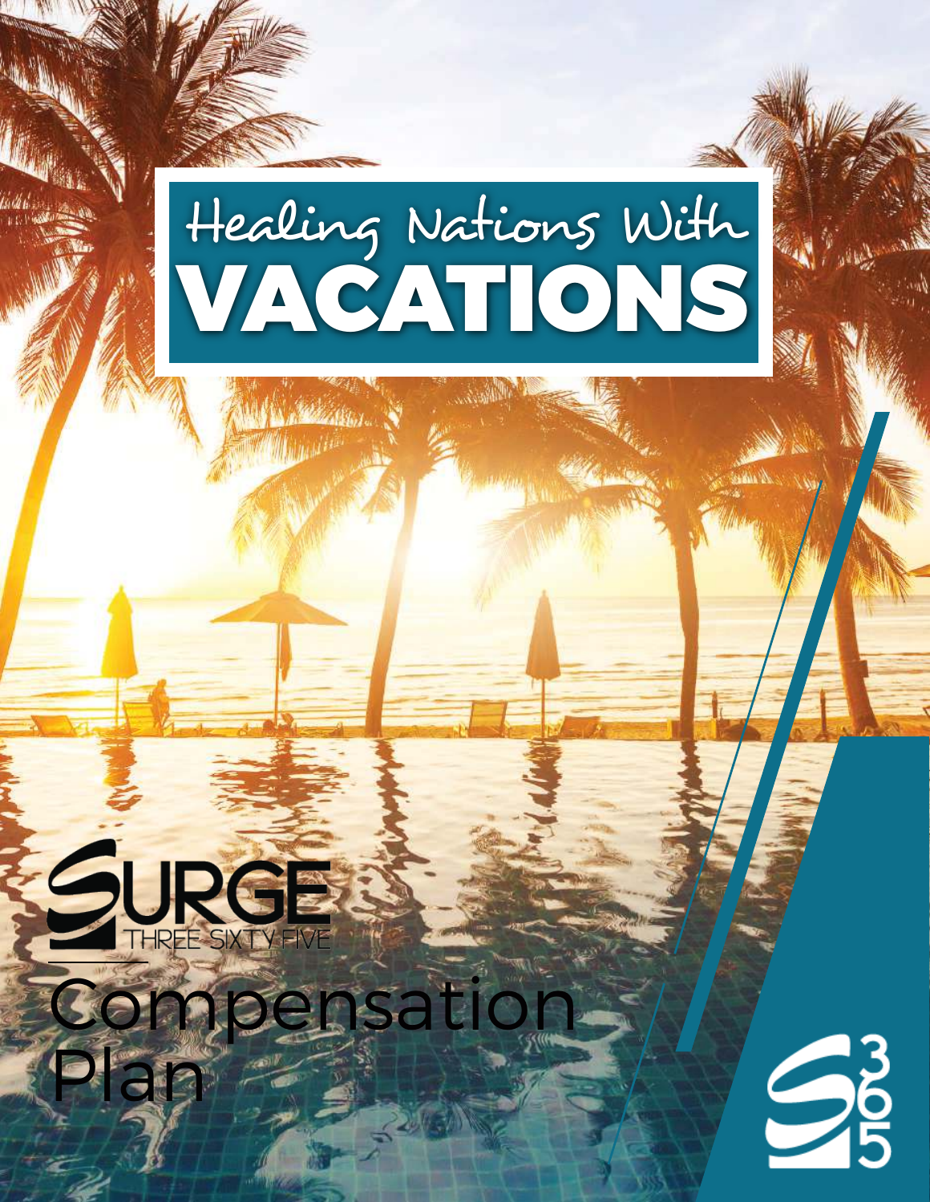# Healing Nations With VACATIONS

SURGE THREE SIXTY FIVE

## Compensation Plan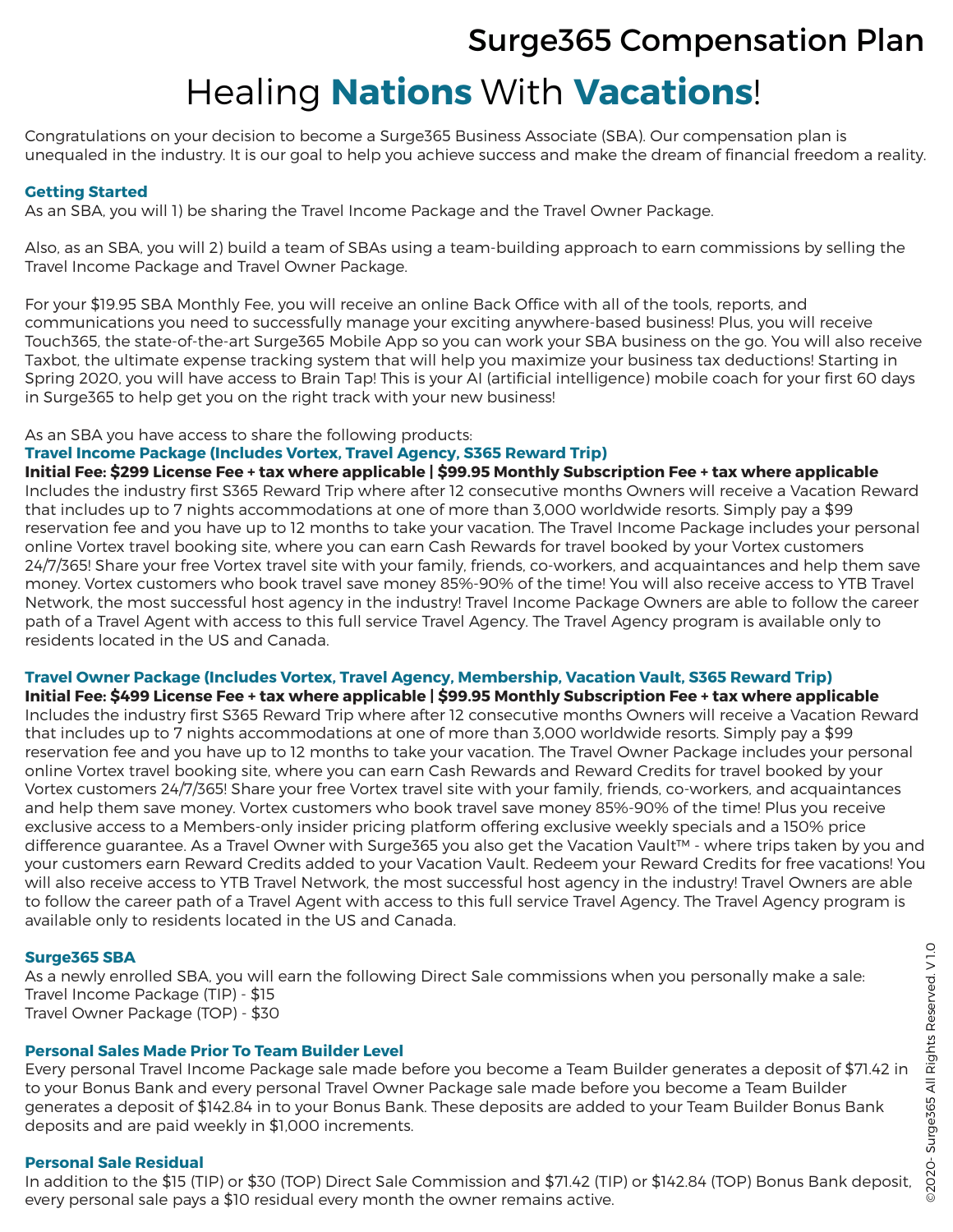# Surge365 Compensation Plan

## Healing **Nations** With **Vacations**!

Congratulations on your decision to become a Surge365 Business Associate (SBA). Our compensation plan is unequaled in the industry. It is our goal to help you achieve success and make the dream of financial freedom a reality.

### Getting Started

As an SBA, you will 1) be sharing the Travel Income Package and the Travel Owner Package.

Also, as an SBA, you will 2) build a team of SBAs using a team-building approach to earn commissions by selling the Travel Income Package and Travel Owner Package.

For your $19.95 SBA Monthly Fee, you will receive an online Back Office with all of the tools, reports, and communications you need to successfully manage your exciting anywhere-based business! Plus, you will receive Touch365, the state-of-the-art Surge365 Mobile App so you can work your SBA business on the go. You will also receive Taxbot, the ultimate expense tracking system that will help you maximize your business tax deductions! Starting in Spring 2020, you will have access to Brain Tap! This is your AI (artificial intelligence) mobile coach for your first 60 days in Surge365 to help get you on the right track with your new business!

As an SBA you have access to share the following products:

### Travel Income Package (Includes Vortex, Travel Agency, S365 Reward Trip)

**Initial Fee: $299 License Fee + tax where applicable | $99.95 Monthly Subscription Fee + tax where applicable**

Includes the industry first S365 Reward Trip where after 12 consecutive months Owners will receive a Vacation Reward that includes up to 7 nights accommodations at one of more than 3,000 worldwide resorts. Simply pay a $99 reservation fee and you have up to 12 months to take your vacation. The Travel Income Package includes your personal online Vortex travel booking site, where you can earn Cash Rewards for travel booked by your Vortex customers 24/7/365! Share your free Vortex travel site with your family, friends, co-workers, and acquaintances and help them save money. Vortex customers who book travel save money 85%-90% of the time! You will also receive access to YTB Travel Network, the most successful host agency in the industry! Travel Income Package Owners are able to follow the career path of a Travel Agent with access to this full service Travel Agency. The Travel Agency program is available only to residents located in the US and Canada.

### Travel Owner Package (Includes Vortex, Travel Agency, Membership, Vacation Vault, S365 Reward Trip)

**Initial Fee: $499 License Fee + tax where applicable | $99.95 Monthly Subscription Fee + tax where applicable**

Includes the industry first S365 Reward Trip where after 12 consecutive months Owners will receive a Vacation Reward that includes up to 7 nights accommodations at one of more than 3,000 worldwide resorts. Simply pay a $99 reservation fee and you have up to 12 months to take your vacation. The Travel Owner Package includes your personal online Vortex travel booking site, where you can earn Cash Rewards and Reward Credits for travel booked by your Vortex customers 24/7/365! Share your free Vortex travel site with your family, friends, co-workers, and acquaintances and help them save money. Vortex customers who book travel save money 85%-90% of the time! Plus you receive exclusive access to a Members-only insider pricing platform offering exclusive weekly specials and a 150% price difference guarantee. As a Travel Owner with Surge365 you also get the Vacation Vault™ - where trips taken by you and your customers earn Reward Credits added to your Vacation Vault. Redeem your Reward Credits for free vacations! You will also receive access to YTB Travel Network, the most successful host agency in the industry! Travel Owners are able to follow the career path of a Travel Agent with access to this full service Travel Agency. The Travel Agency program is available only to residents located in the US and Canada.

### Surge365 SBA

As a newly enrolled SBA, you will earn the following Direct Sale commissions when you personally make a sale:
Travel Income Package (TIP) - $15
Travel Owner Package (TOP) - $30

### Personal Sales Made Prior To Team Builder Level

Every personal Travel Income Package sale made before you become a Team Builder generates a deposit of $71.42 in to your Bonus Bank and every personal Travel Owner Package sale made before you become a Team Builder generates a deposit of $142.84 in to your Bonus Bank. These deposits are added to your Team Builder Bonus Bank deposits and are paid weekly in $1,000 increments.

### Personal Sale Residual

In addition to the $15 (TIP) or $30 (TOP) Direct Sale Commission and $71.42 (TIP) or $142.84 (TOP) Bonus Bank deposit, every personal sale pays a $10 residual every month the owner remains active.

©2020- Surge365 All Rights Reserved. V 1.0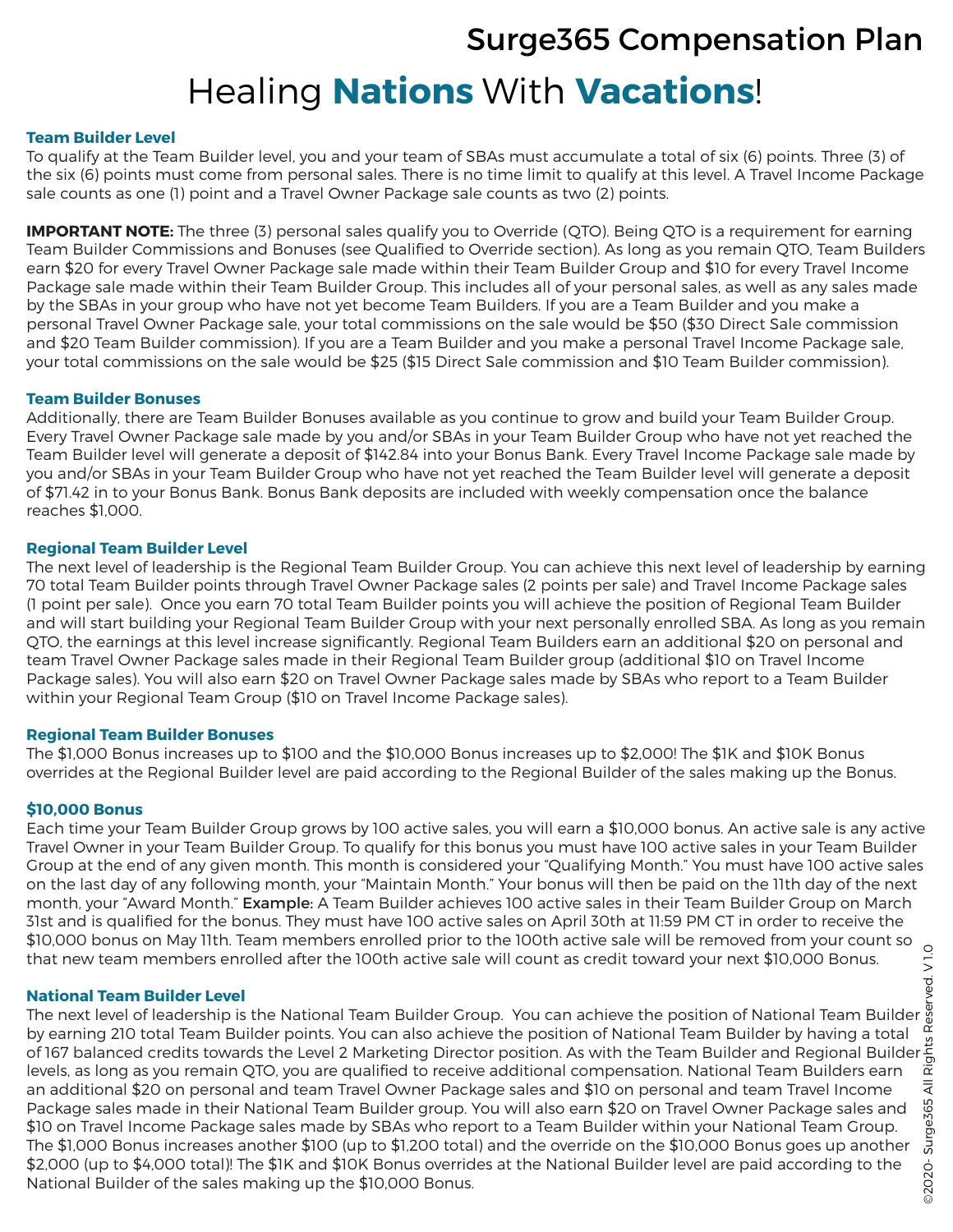# Surge365 Compensation Plan

## Healing **Nations** With **Vacations**!

### Team Builder Level

To qualify at the Team Builder level, you and your team of SBAs must accumulate a total of six (6) points. Three (3) of the six (6) points must come from personal sales. There is no time limit to qualify at this level. A Travel Income Package sale counts as one (1) point and a Travel Owner Package sale counts as two (2) points.

**IMPORTANT NOTE:** The three (3) personal sales qualify you to Override (QTO). Being QTO is a requirement for earning Team Builder Commissions and Bonuses (see Qualified to Override section). As long as you remain QTO, Team Builders earn $20 for every Travel Owner Package sale made within their Team Builder Group and $10 for every Travel Income Package sale made within their Team Builder Group. This includes all of your personal sales, as well as any sales made by the SBAs in your group who have not yet become Team Builders. If you are a Team Builder and you make a personal Travel Owner Package sale, your total commissions on the sale would be $50 ($30 Direct Sale commission and $20 Team Builder commission). If you are a Team Builder and you make a personal Travel Income Package sale, your total commissions on the sale would be $25 ($15 Direct Sale commission and $10 Team Builder commission).

### Team Builder Bonuses

Additionally, there are Team Builder Bonuses available as you continue to grow and build your Team Builder Group. Every Travel Owner Package sale made by you and/or SBAs in your Team Builder Group who have not yet reached the Team Builder level will generate a deposit of $142.84 into your Bonus Bank. Every Travel Income Package sale made by you and/or SBAs in your Team Builder Group who have not yet reached the Team Builder level will generate a deposit of $71.42 in to your Bonus Bank. Bonus Bank deposits are included with weekly compensation once the balance reaches $1,000.

### Regional Team Builder Level

The next level of leadership is the Regional Team Builder Group. You can achieve this next level of leadership by earning 70 total Team Builder points through Travel Owner Package sales (2 points per sale) and Travel Income Package sales (1 point per sale). Once you earn 70 total Team Builder points you will achieve the position of Regional Team Builder and will start building your Regional Team Builder Group with your next personally enrolled SBA. As long as you remain QTO, the earnings at this level increase significantly. Regional Team Builders earn an additional $20 on personal and team Travel Owner Package sales made in their Regional Team Builder group (additional $10 on Travel Income Package sales). You will also earn $20 on Travel Owner Package sales made by SBAs who report to a Team Builder within your Regional Team Group ($10 on Travel Income Package sales).

### Regional Team Builder Bonuses

The $1,000 Bonus increases up to $100 and the $10,000 Bonus increases up to $2,000! The $1K and $10K Bonus overrides at the Regional Builder level are paid according to the Regional Builder of the sales making up the Bonus.

### $10,000 Bonus

Each time your Team Builder Group grows by 100 active sales, you will earn a $10,000 bonus. An active sale is any active Travel Owner in your Team Builder Group. To qualify for this bonus you must have 100 active sales in your Team Builder Group at the end of any given month. This month is considered your "Qualifying Month." You must have 100 active sales on the last day of any following month, your "Maintain Month." Your bonus will then be paid on the 11th day of the next month, your "Award Month." **Example:** A Team Builder achieves 100 active sales in their Team Builder Group on March 31st and is qualified for the bonus. They must have 100 active sales on April 30th at 11:59 PM CT in order to receive the $10,000 bonus on May 11th. Team members enrolled prior to the 100th active sale will be removed from your count so that new team members enrolled after the 100th active sale will count as credit toward your next $10,000 Bonus.

### National Team Builder Level

The next level of leadership is the National Team Builder Group. You can achieve the position of National Team Builder by earning 210 total Team Builder points. You can also achieve the position of National Team Builder by having a total of 167 balanced credits towards the Level 2 Marketing Director position. As with the Team Builder and Regional Builder levels, as long as you remain QTO, you are qualified to receive additional compensation. National Team Builders earn an additional $20 on personal and team Travel Owner Package sales and $10 on personal and team Travel Income Package sales made in their National Team Builder group. You will also earn $20 on Travel Owner Package sales and $10 on Travel Income Package sales made by SBAs who report to a Team Builder within your National Team Group. The $1,000 Bonus increases another $100 (up to $1,200 total) and the override on the $10,000 Bonus goes up another $2,000 (up to $4,000 total)! The $1K and $10K Bonus overrides at the National Builder level are paid according to the National Builder of the sales making up the $10,000 Bonus.

©2020- Surge365 All Rights Reserved. V1.0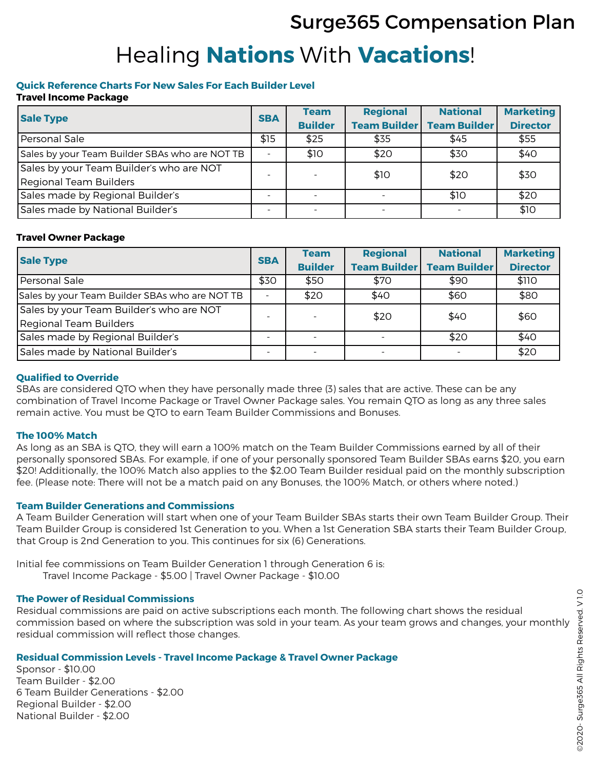# Surge365 Compensation Plan

## Healing **Nations** With **Vacations**!

### Quick Reference Charts For New Sales For Each Builder Level

**Travel Income Package**

| Sale Type | SBA | Team Builder | Regional Team Builder | National Team Builder | Marketing Director |
|---|---|---|---|---|---|
| Personal Sale | $15 | $25 | $35 | $45 | $55 |
| Sales by your Team Builder SBAs who are NOT TB | - | $10 | $20 | $30 | $40 |
| Sales by your Team Builder's who are NOT Regional Team Builders | - | - | $10 | $20 | $30 |
| Sales made by Regional Builder's | - | - | - | $10 | $20 |
| Sales made by National Builder's | - | - | - | - | $10 |

**Travel Owner Package**

| Sale Type | SBA | Team Builder | Regional Team Builder | National Team Builder | Marketing Director |
|---|---|---|---|---|---|
| Personal Sale | $30 | $50 | $70 | $90 | $110 |
| Sales by your Team Builder SBAs who are NOT TB | - | $20 | $40 | $60 | $80 |
| Sales by your Team Builder's who are NOT Regional Team Builders | - | - | $20 | $40 | $60 |
| Sales made by Regional Builder's | - | - | - | $20 | $40 |
| Sales made by National Builder's | - | - | - | - | $20 |

### Qualified to Override

SBAs are considered QTO when they have personally made three (3) sales that are active. These can be any combination of Travel Income Package or Travel Owner Package sales. You remain QTO as long as any three sales remain active. You must be QTO to earn Team Builder Commissions and Bonuses.

### The 100% Match

As long as an SBA is QTO, they will earn a 100% match on the Team Builder Commissions earned by all of their personally sponsored SBAs. For example, if one of your personally sponsored Team Builder SBAs earns $20, you earn $20! Additionally, the 100% Match also applies to the $2.00 Team Builder residual paid on the monthly subscription fee. (Please note: There will not be a match paid on any Bonuses, the 100% Match, or others where noted.)

### Team Builder Generations and Commissions

A Team Builder Generation will start when one of your Team Builder SBAs starts their own Team Builder Group. Their Team Builder Group is considered 1st Generation to you. When a 1st Generation SBA starts their Team Builder Group, that Group is 2nd Generation to you. This continues for six (6) Generations.

Initial fee commissions on Team Builder Generation 1 through Generation 6 is:

Travel Income Package - $5.00 | Travel Owner Package - $10.00

### The Power of Residual Commissions

Residual commissions are paid on active subscriptions each month. The following chart shows the residual commission based on where the subscription was sold in your team. As your team grows and changes, your monthly residual commission will reflect those changes.

### Residual Commission Levels - Travel Income Package & Travel Owner Package

Sponsor - $10.00
Team Builder - $2.00
6 Team Builder Generations - $2.00
Regional Builder - $2.00
National Builder - $2.00

©2020- Surge365 All Rights Reserved. V1.0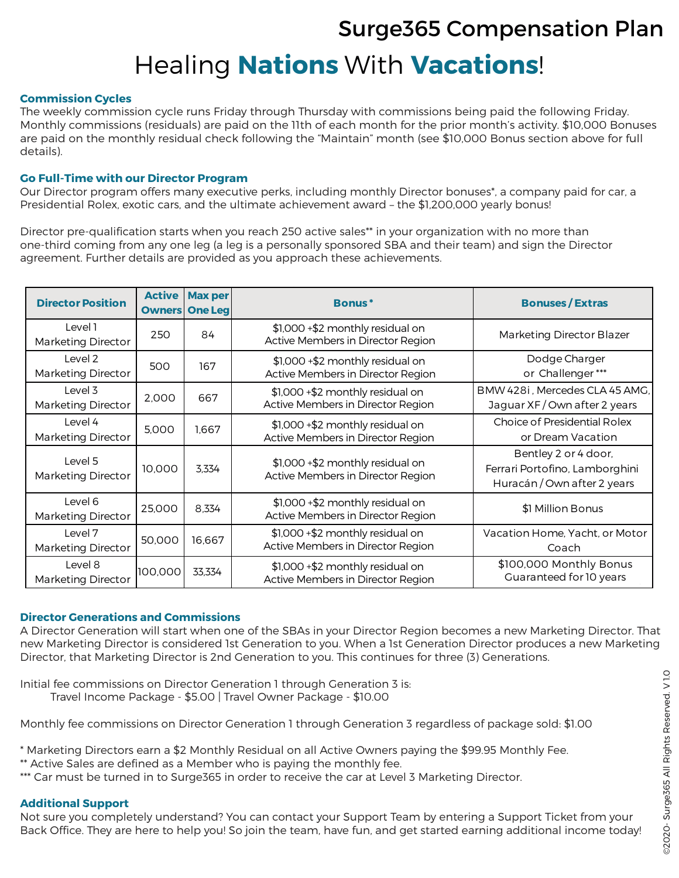# Surge365 Compensation Plan

## Healing **Nations** With **Vacations**!

### Commission Cycles

The weekly commission cycle runs Friday through Thursday with commissions being paid the following Friday. Monthly commissions (residuals) are paid on the 11th of each month for the prior month's activity. $10,000 Bonuses are paid on the monthly residual check following the "Maintain" month (see $10,000 Bonus section above for full details).

### Go Full-Time with our Director Program

Our Director program offers many executive perks, including monthly Director bonuses*, a company paid for car, a Presidential Rolex, exotic cars, and the ultimate achievement award – the $1,200,000 yearly bonus!

Director pre-qualification starts when you reach 250 active sales** in your organization with no more than one-third coming from any one leg (a leg is a personally sponsored SBA and their team) and sign the Director agreement. Further details are provided as you approach these achievements.

| Director Position | Active Owners | Max per One Leg | Bonus* | Bonuses / Extras |
|---|---|---|---|---|
| Level 1 Marketing Director | 250 | 84 | $1,000 +$2 monthly residual on Active Members in Director Region | Marketing Director Blazer |
| Level 2 Marketing Director | 500 | 167 | $1,000 +$2 monthly residual on Active Members in Director Region | Dodge Charger or Challenger *** |
| Level 3 Marketing Director | 2,000 | 667 | $1,000 +$2 monthly residual on Active Members in Director Region | BMW 428i , Mercedes CLA 45 AMG, Jaguar XF / Own after 2 years |
| Level 4 Marketing Director | 5,000 | 1,667 | $1,000 +$2 monthly residual on Active Members in Director Region | Choice of Presidential Rolex or Dream Vacation |
| Level 5 Marketing Director | 10,000 | 3,334 | $1,000 +$2 monthly residual on Active Members in Director Region | Bentley 2 or 4 door, Ferrari Portofino, Lamborghini Huracán / Own after 2 years |
| Level 6 Marketing Director | 25,000 | 8,334 | $1,000 +$2 monthly residual on Active Members in Director Region | $1 Million Bonus |
| Level 7 Marketing Director | 50,000 | 16,667 | $1,000 +$2 monthly residual on Active Members in Director Region | Vacation Home, Yacht, or Motor Coach |
| Level 8 Marketing Director | 100,000 | 33,334 | $1,000 +$2 monthly residual on Active Members in Director Region | $100,000 Monthly Bonus Guaranteed for 10 years |

### Director Generations and Commissions

A Director Generation will start when one of the SBAs in your Director Region becomes a new Marketing Director. That new Marketing Director is considered 1st Generation to you. When a 1st Generation Director produces a new Marketing Director, that Marketing Director is 2nd Generation to you. This continues for three (3) Generations.

Initial fee commissions on Director Generation 1 through Generation 3 is:
  Travel Income Package - $5.00 | Travel Owner Package - $10.00

Monthly fee commissions on Director Generation 1 through Generation 3 regardless of package sold: $1.00

\* Marketing Directors earn a $2 Monthly Residual on all Active Owners paying the $99.95 Monthly Fee.
** Active Sales are defined as a Member who is paying the monthly fee.
*** Car must be turned in to Surge365 in order to receive the car at Level 3 Marketing Director.

### Additional Support

Not sure you completely understand? You can contact your Support Team by entering a Support Ticket from your Back Office. They are here to help you! So join the team, have fun, and get started earning additional income today!

©2020- Surge365 All Rights Reserved. V1.0